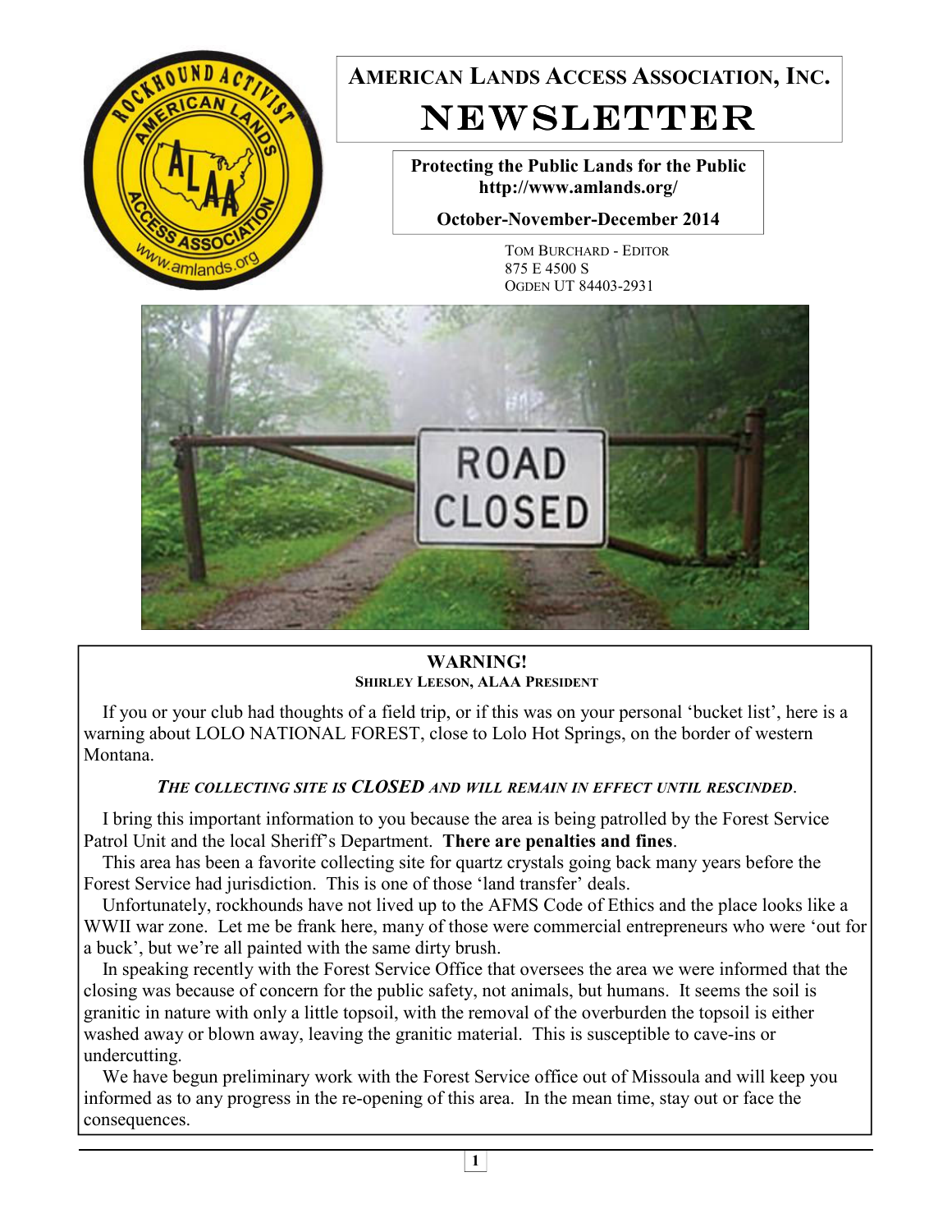# American Lands Access Association, Inc.

# NEWSLETTER

**Protecting the Public Lands for the Public**
**http://www.amlands.org/**

**October-November-December 2014**

Tom Burchard - Editor
875 E 4500 S
Ogden UT 84403-2931

## WARNING!

**Shirley Leeson, ALAA President**

If you or your club had thoughts of a field trip, or if this was on your personal 'bucket list', here is a warning about LOLO NATIONAL FOREST, close to Lolo Hot Springs, on the border of western Montana.

***The collecting site is CLOSED and will remain in effect until rescinded.***

I bring this important information to you because the area is being patrolled by the Forest Service Patrol Unit and the local Sheriff's Department. **There are penalties and fines**.

This area has been a favorite collecting site for quartz crystals going back many years before the Forest Service had jurisdiction. This is one of those 'land transfer' deals.

Unfortunately, rockhounds have not lived up to the AFMS Code of Ethics and the place looks like a WWII war zone. Let me be frank here, many of those were commercial entrepreneurs who were 'out for a buck', but we're all painted with the same dirty brush.

In speaking recently with the Forest Service Office that oversees the area we were informed that the closing was because of concern for the public safety, not animals, but humans. It seems the soil is granitic in nature with only a little topsoil, with the removal of the overburden the topsoil is either washed away or blown away, leaving the granitic material. This is susceptible to cave-ins or undercutting.

We have begun preliminary work with the Forest Service office out of Missoula and will keep you informed as to any progress in the re-opening of this area. In the mean time, stay out or face the consequences.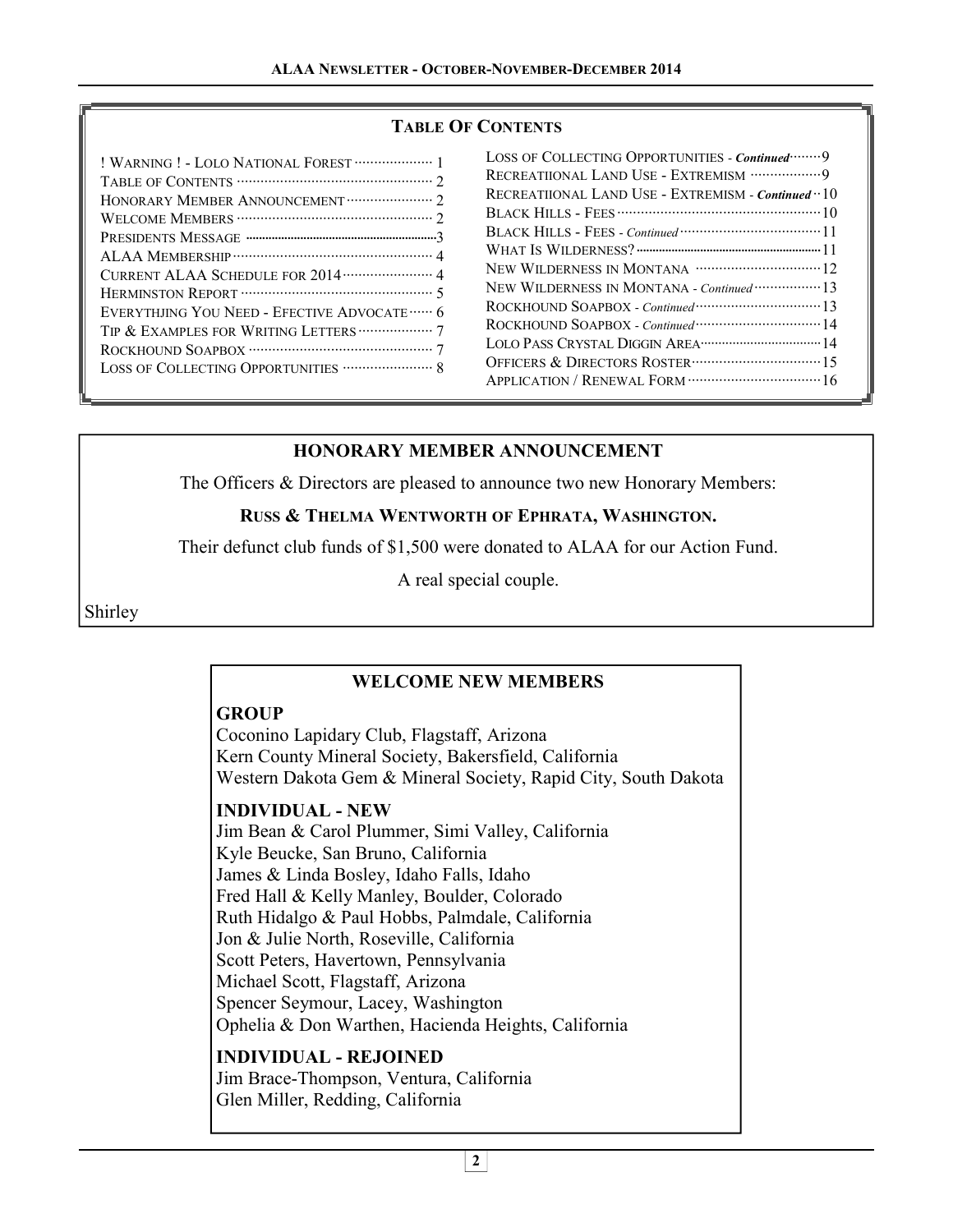## Table Of Contents

| | |
|---|---|
| ! Warning ! - Lolo National Forest | 1 |
| Table of Contents | 2 |
| Honorary Member Announcement | 2 |
| Welcome Members | 2 |
| Presidents Message | 3 |
| ALAA Membership | 4 |
| Current ALAA Schedule for 2014 | 4 |
| Herminston Report | 5 |
| Everythjing You Need - Efective Advocate | 6 |
| Tip & Examples for Writing Letters | 7 |
| Rockhound Soapbox | 7 |
| Loss of Collecting Opportunities | 8 |
| Loss of Collecting Opportunities - *Continued* | 9 |
| Recreatiional Land Use - Extremism | 9 |
| Recreatiional Land Use - Extremism - *Continued* | 10 |
| Black Hills - Fees | 10 |
| Black Hills - Fees - *Continued* | 11 |
| What Is Wilderness? | 11 |
| New Wilderness in Montana | 12 |
| New Wilderness in Montana - *Continued* | 13 |
| Rockhound Soapbox - *Continued* | 13 |
| Rockhound Soapbox - *Continued* | 14 |
| Lolo Pass Crystal Diggin Area | 14 |
| Officers & Directors Roster | 15 |
| Application / Renewal Form | 16 |

## HONORARY MEMBER ANNOUNCEMENT

The Officers & Directors are pleased to announce two new Honorary Members:

**Russ & Thelma Wentworth of Ephrata, Washington.**

Their defunct club funds of $1,500 were donated to ALAA for our Action Fund.

A real special couple.

Shirley

## WELCOME NEW MEMBERS

### GROUP

Coconino Lapidary Club, Flagstaff, Arizona
Kern County Mineral Society, Bakersfield, California
Western Dakota Gem & Mineral Society, Rapid City, South Dakota

### INDIVIDUAL - NEW

Jim Bean & Carol Plummer, Simi Valley, California
Kyle Beucke, San Bruno, California
James & Linda Bosley, Idaho Falls, Idaho
Fred Hall & Kelly Manley, Boulder, Colorado
Ruth Hidalgo & Paul Hobbs, Palmdale, California
Jon & Julie North, Roseville, California
Scott Peters, Havertown, Pennsylvania
Michael Scott, Flagstaff, Arizona
Spencer Seymour, Lacey, Washington
Ophelia & Don Warthen, Hacienda Heights, California

### INDIVIDUAL - REJOINED

Jim Brace-Thompson, Ventura, California
Glen Miller, Redding, California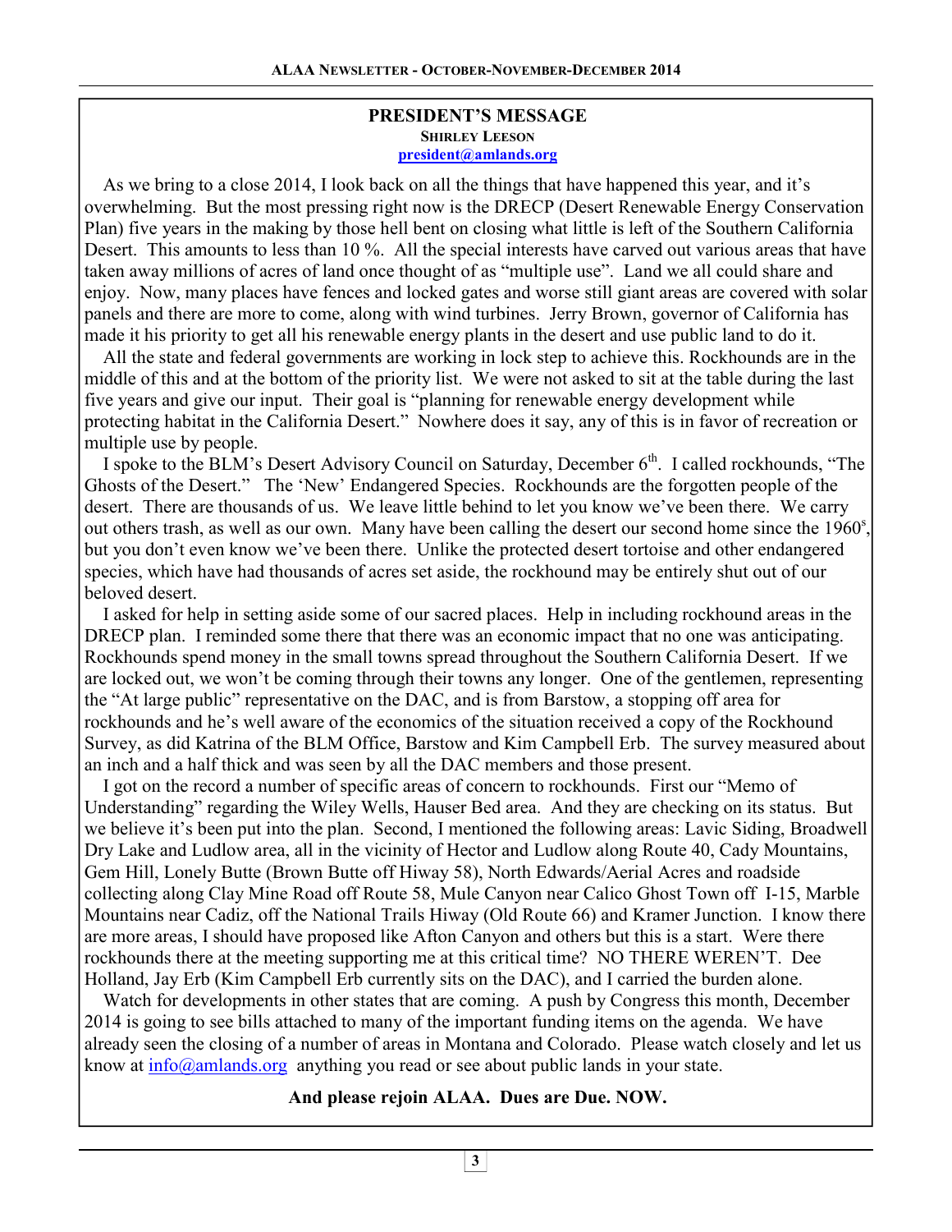## PRESIDENT'S MESSAGE

**SHIRLEY LEESON**
**president@amlands.org**

As we bring to a close 2014, I look back on all the things that have happened this year, and it's overwhelming. But the most pressing right now is the DRECP (Desert Renewable Energy Conservation Plan) five years in the making by those hell bent on closing what little is left of the Southern California Desert. This amounts to less than 10 %. All the special interests have carved out various areas that have taken away millions of acres of land once thought of as "multiple use". Land we all could share and enjoy. Now, many places have fences and locked gates and worse still giant areas are covered with solar panels and there are more to come, along with wind turbines. Jerry Brown, governor of California has made it his priority to get all his renewable energy plants in the desert and use public land to do it.

All the state and federal governments are working in lock step to achieve this. Rockhounds are in the middle of this and at the bottom of the priority list. We were not asked to sit at the table during the last five years and give our input. Their goal is "planning for renewable energy development while protecting habitat in the California Desert." Nowhere does it say, any of this is in favor of recreation or multiple use by people.

I spoke to the BLM's Desert Advisory Council on Saturday, December 6th. I called rockhounds, "The Ghosts of the Desert." The 'New' Endangered Species. Rockhounds are the forgotten people of the desert. There are thousands of us. We leave little behind to let you know we've been there. We carry out others trash, as well as our own. Many have been calling the desert our second home since the 1960s, but you don't even know we've been there. Unlike the protected desert tortoise and other endangered species, which have had thousands of acres set aside, the rockhound may be entirely shut out of our beloved desert.

I asked for help in setting aside some of our sacred places. Help in including rockhound areas in the DRECP plan. I reminded some there that there was an economic impact that no one was anticipating. Rockhounds spend money in the small towns spread throughout the Southern California Desert. If we are locked out, we won't be coming through their towns any longer. One of the gentlemen, representing the "At large public" representative on the DAC, and is from Barstow, a stopping off area for rockhounds and he's well aware of the economics of the situation received a copy of the Rockhound Survey, as did Katrina of the BLM Office, Barstow and Kim Campbell Erb. The survey measured about an inch and a half thick and was seen by all the DAC members and those present.

I got on the record a number of specific areas of concern to rockhounds. First our "Memo of Understanding" regarding the Wiley Wells, Hauser Bed area. And they are checking on its status. But we believe it's been put into the plan. Second, I mentioned the following areas: Lavic Siding, Broadwell Dry Lake and Ludlow area, all in the vicinity of Hector and Ludlow along Route 40, Cady Mountains, Gem Hill, Lonely Butte (Brown Butte off Hiway 58), North Edwards/Aerial Acres and roadside collecting along Clay Mine Road off Route 58, Mule Canyon near Calico Ghost Town off I-15, Marble Mountains near Cadiz, off the National Trails Hiway (Old Route 66) and Kramer Junction. I know there are more areas, I should have proposed like Afton Canyon and others but this is a start. Were there rockhounds there at the meeting supporting me at this critical time? NO THERE WEREN'T. Dee Holland, Jay Erb (Kim Campbell Erb currently sits on the DAC), and I carried the burden alone.

Watch for developments in other states that are coming. A push by Congress this month, December 2014 is going to see bills attached to many of the important funding items on the agenda. We have already seen the closing of a number of areas in Montana and Colorado. Please watch closely and let us know at info@amlands.org anything you read or see about public lands in your state.

**And please rejoin ALAA. Dues are Due. NOW.**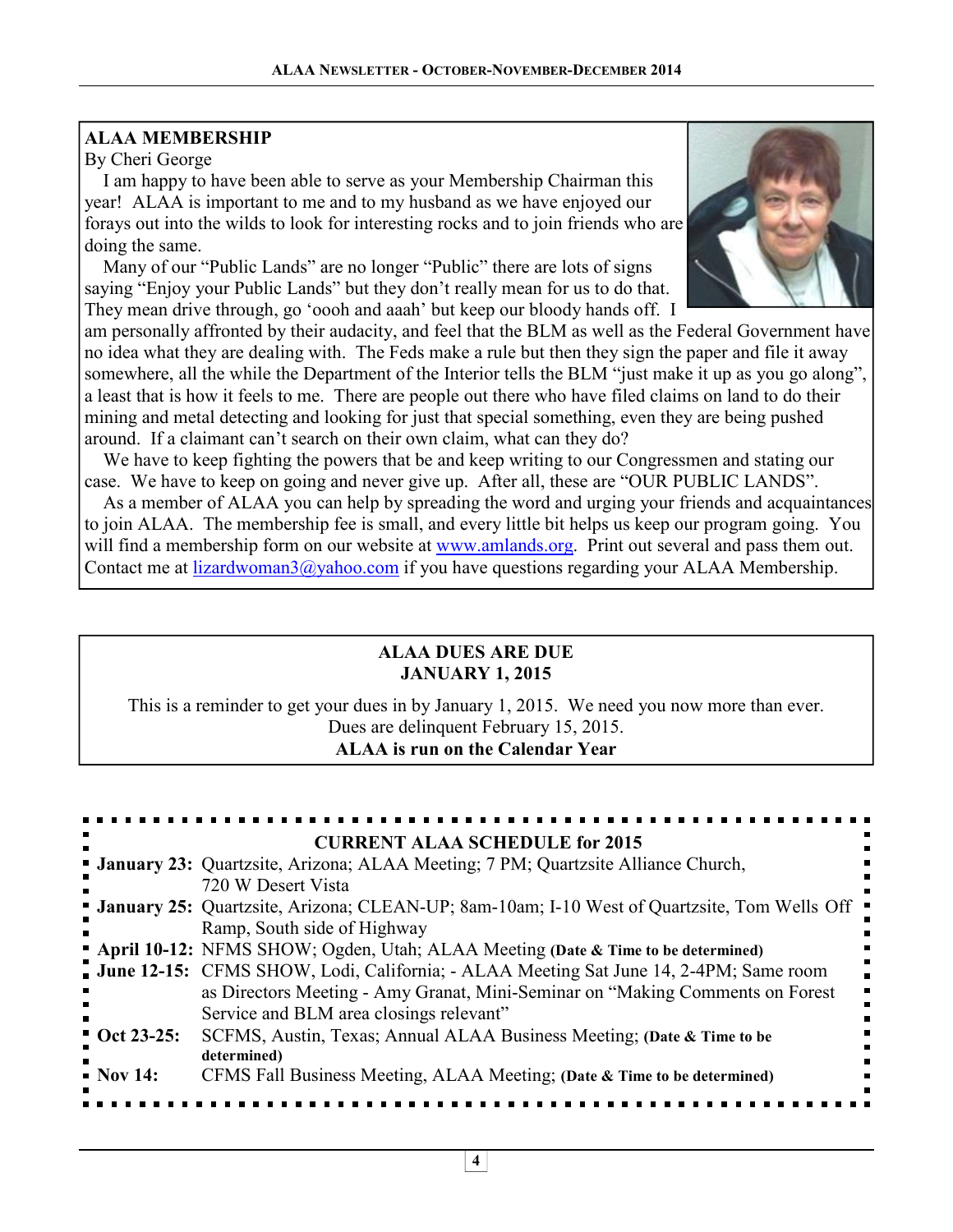## ALAA MEMBERSHIP

By Cheri George

I am happy to have been able to serve as your Membership Chairman this year! ALAA is important to me and to my husband as we have enjoyed our forays out into the wilds to look for interesting rocks and to join friends who are doing the same.

Many of our "Public Lands" are no longer "Public" there are lots of signs saying "Enjoy your Public Lands" but they don't really mean for us to do that. They mean drive through, go 'oooh and aaah' but keep our bloody hands off. I am personally affronted by their audacity, and feel that the BLM as well as the Federal Government have no idea what they are dealing with. The Feds make a rule but then they sign the paper and file it away somewhere, all the while the Department of the Interior tells the BLM "just make it up as you go along", a least that is how it feels to me. There are people out there who have filed claims on land to do their mining and metal detecting and looking for just that special something, even they are being pushed around. If a claimant can't search on their own claim, what can they do?

We have to keep fighting the powers that be and keep writing to our Congressmen and stating our case. We have to keep on going and never give up. After all, these are "OUR PUBLIC LANDS".

As a member of ALAA you can help by spreading the word and urging your friends and acquaintances to join ALAA. The membership fee is small, and every little bit helps us keep our program going. You will find a membership form on our website at www.amlands.org. Print out several and pass them out. Contact me at lizardwoman3@yahoo.com if you have questions regarding your ALAA Membership.

## ALAA DUES ARE DUE
## JANUARY 1, 2015

This is a reminder to get your dues in by January 1, 2015. We need you now more than ever. Dues are delinquent February 15, 2015.

**ALAA is run on the Calendar Year**

## CURRENT ALAA SCHEDULE for 2015

**January 23:** Quartzsite, Arizona; ALAA Meeting; 7 PM; Quartzsite Alliance Church, 720 W Desert Vista

**January 25:** Quartzsite, Arizona; CLEAN-UP; 8am-10am; I-10 West of Quartzsite, Tom Wells Off Ramp, South side of Highway

**April 10-12:** NFMS SHOW; Ogden, Utah; ALAA Meeting **(Date & Time to be determined)**

**June 12-15:** CFMS SHOW, Lodi, California; - ALAA Meeting Sat June 14, 2-4PM; Same room as Directors Meeting - Amy Granat, Mini-Seminar on "Making Comments on Forest Service and BLM area closings relevant"

**Oct 23-25:** SCFMS, Austin, Texas; Annual ALAA Business Meeting; **(Date & Time to be determined)**

**Nov 14:** CFMS Fall Business Meeting, ALAA Meeting; **(Date & Time to be determined)**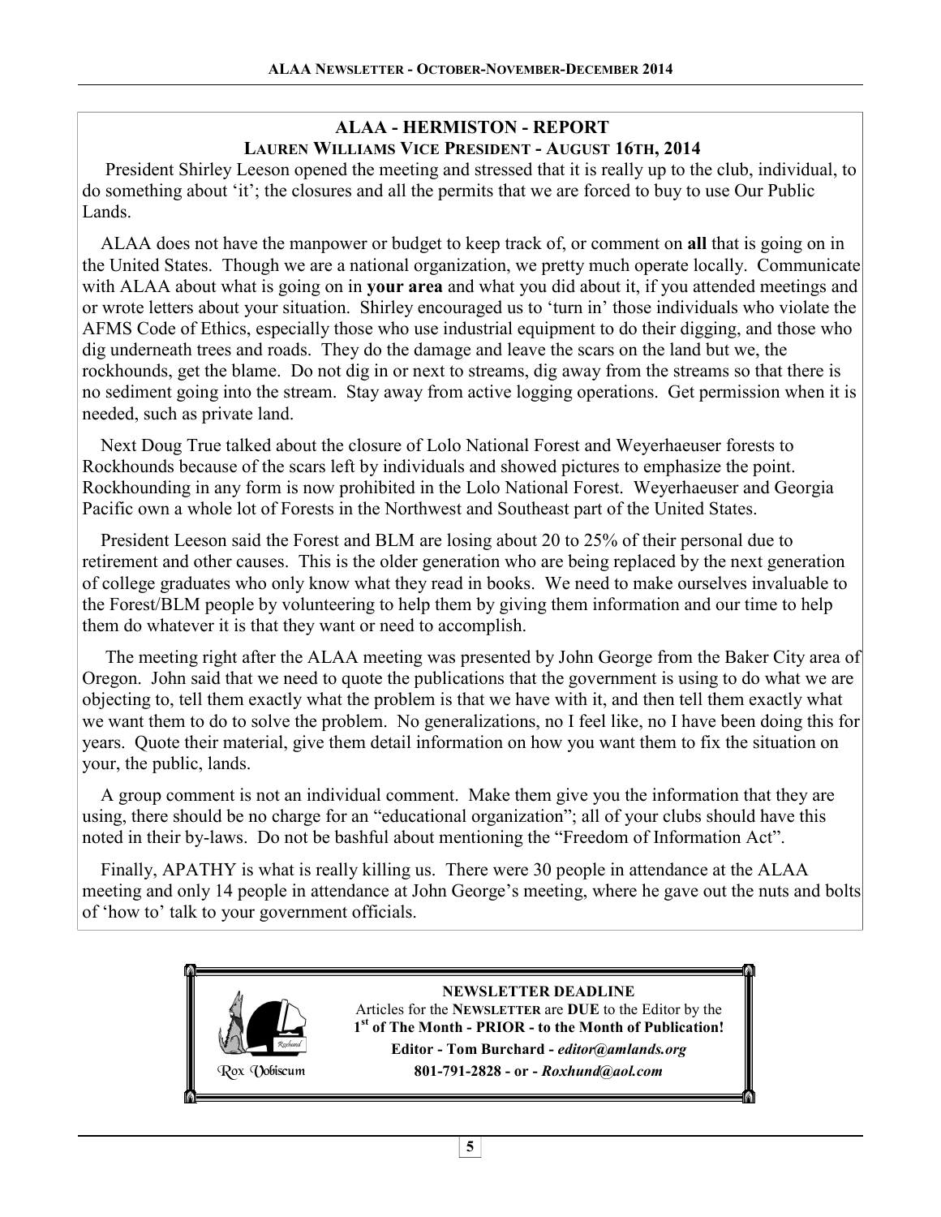## ALAA - HERMISTON - REPORT

### LAUREN WILLIAMS VICE PRESIDENT - AUGUST 16TH, 2014

President Shirley Leeson opened the meeting and stressed that it is really up to the club, individual, to do something about 'it'; the closures and all the permits that we are forced to buy to use Our Public Lands.

ALAA does not have the manpower or budget to keep track of, or comment on **all** that is going on in the United States. Though we are a national organization, we pretty much operate locally. Communicate with ALAA about what is going on in **your area** and what you did about it, if you attended meetings and or wrote letters about your situation. Shirley encouraged us to 'turn in' those individuals who violate the AFMS Code of Ethics, especially those who use industrial equipment to do their digging, and those who dig underneath trees and roads. They do the damage and leave the scars on the land but we, the rockhounds, get the blame. Do not dig in or next to streams, dig away from the streams so that there is no sediment going into the stream. Stay away from active logging operations. Get permission when it is needed, such as private land.

Next Doug True talked about the closure of Lolo National Forest and Weyerhaeuser forests to Rockhounds because of the scars left by individuals and showed pictures to emphasize the point. Rockhounding in any form is now prohibited in the Lolo National Forest. Weyerhaeuser and Georgia Pacific own a whole lot of Forests in the Northwest and Southeast part of the United States.

President Leeson said the Forest and BLM are losing about 20 to 25% of their personal due to retirement and other causes. This is the older generation who are being replaced by the next generation of college graduates who only know what they read in books. We need to make ourselves invaluable to the Forest/BLM people by volunteering to help them by giving them information and our time to help them do whatever it is that they want or need to accomplish.

The meeting right after the ALAA meeting was presented by John George from the Baker City area of Oregon. John said that we need to quote the publications that the government is using to do what we are objecting to, tell them exactly what the problem is that we have with it, and then tell them exactly what we want them to do to solve the problem. No generalizations, no I feel like, no I have been doing this for years. Quote their material, give them detail information on how you want them to fix the situation on your, the public, lands.

A group comment is not an individual comment. Make them give you the information that they are using, there should be no charge for an "educational organization"; all of your clubs should have this noted in their by-laws. Do not be bashful about mentioning the "Freedom of Information Act".

Finally, APATHY is what is really killing us. There were 30 people in attendance at the ALAA meeting and only 14 people in attendance at John George's meeting, where he gave out the nuts and bolts of 'how to' talk to your government officials.

---

Rox Vobiscum

**NEWSLETTER DEADLINE**

Articles for the **NEWSLETTER** are **DUE** to the Editor by the **1st of The Month - PRIOR - to the Month of Publication!**

**Editor - Tom Burchard -** ***editor@amlands.org***

**801-791-2828 - or -** ***Roxhund@aol.com***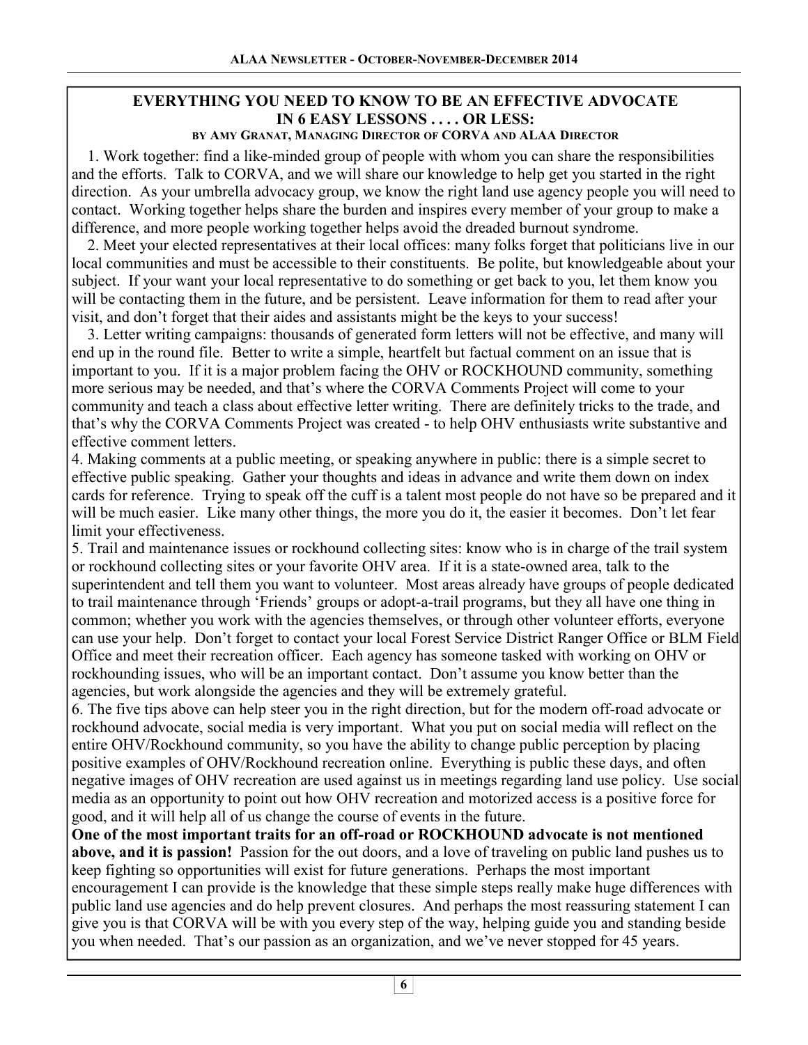## EVERYTHING YOU NEED TO KNOW TO BE AN EFFECTIVE ADVOCATE IN 6 EASY LESSONS . . . . OR LESS:

**BY AMY GRANAT, MANAGING DIRECTOR OF CORVA AND ALAA DIRECTOR**

1. Work together: find a like-minded group of people with whom you can share the responsibilities and the efforts. Talk to CORVA, and we will share our knowledge to help get you started in the right direction. As your umbrella advocacy group, we know the right land use agency people you will need to contact. Working together helps share the burden and inspires every member of your group to make a difference, and more people working together helps avoid the dreaded burnout syndrome.

2. Meet your elected representatives at their local offices: many folks forget that politicians live in our local communities and must be accessible to their constituents. Be polite, but knowledgeable about your subject. If your want your local representative to do something or get back to you, let them know you will be contacting them in the future, and be persistent. Leave information for them to read after your visit, and don't forget that their aides and assistants might be the keys to your success!

3. Letter writing campaigns: thousands of generated form letters will not be effective, and many will end up in the round file. Better to write a simple, heartfelt but factual comment on an issue that is important to you. If it is a major problem facing the OHV or ROCKHOUND community, something more serious may be needed, and that's where the CORVA Comments Project will come to your community and teach a class about effective letter writing. There are definitely tricks to the trade, and that's why the CORVA Comments Project was created - to help OHV enthusiasts write substantive and effective comment letters.

4. Making comments at a public meeting, or speaking anywhere in public: there is a simple secret to effective public speaking. Gather your thoughts and ideas in advance and write them down on index cards for reference. Trying to speak off the cuff is a talent most people do not have so be prepared and it will be much easier. Like many other things, the more you do it, the easier it becomes. Don't let fear limit your effectiveness.

5. Trail and maintenance issues or rockhound collecting sites: know who is in charge of the trail system or rockhound collecting sites or your favorite OHV area. If it is a state-owned area, talk to the superintendent and tell them you want to volunteer. Most areas already have groups of people dedicated to trail maintenance through 'Friends' groups or adopt-a-trail programs, but they all have one thing in common; whether you work with the agencies themselves, or through other volunteer efforts, everyone can use your help. Don't forget to contact your local Forest Service District Ranger Office or BLM Field Office and meet their recreation officer. Each agency has someone tasked with working on OHV or rockhounding issues, who will be an important contact. Don't assume you know better than the agencies, but work alongside the agencies and they will be extremely grateful.

6. The five tips above can help steer you in the right direction, but for the modern off-road advocate or rockhound advocate, social media is very important. What you put on social media will reflect on the entire OHV/Rockhound community, so you have the ability to change public perception by placing positive examples of OHV/Rockhound recreation online. Everything is public these days, and often negative images of OHV recreation are used against us in meetings regarding land use policy. Use social media as an opportunity to point out how OHV recreation and motorized access is a positive force for good, and it will help all of us change the course of events in the future.

**One of the most important traits for an off-road or ROCKHOUND advocate is not mentioned above, and it is passion!** Passion for the out doors, and a love of traveling on public land pushes us to keep fighting so opportunities will exist for future generations. Perhaps the most important encouragement I can provide is the knowledge that these simple steps really make huge differences with public land use agencies and do help prevent closures. And perhaps the most reassuring statement I can give you is that CORVA will be with you every step of the way, helping guide you and standing beside you when needed. That's our passion as an organization, and we've never stopped for 45 years.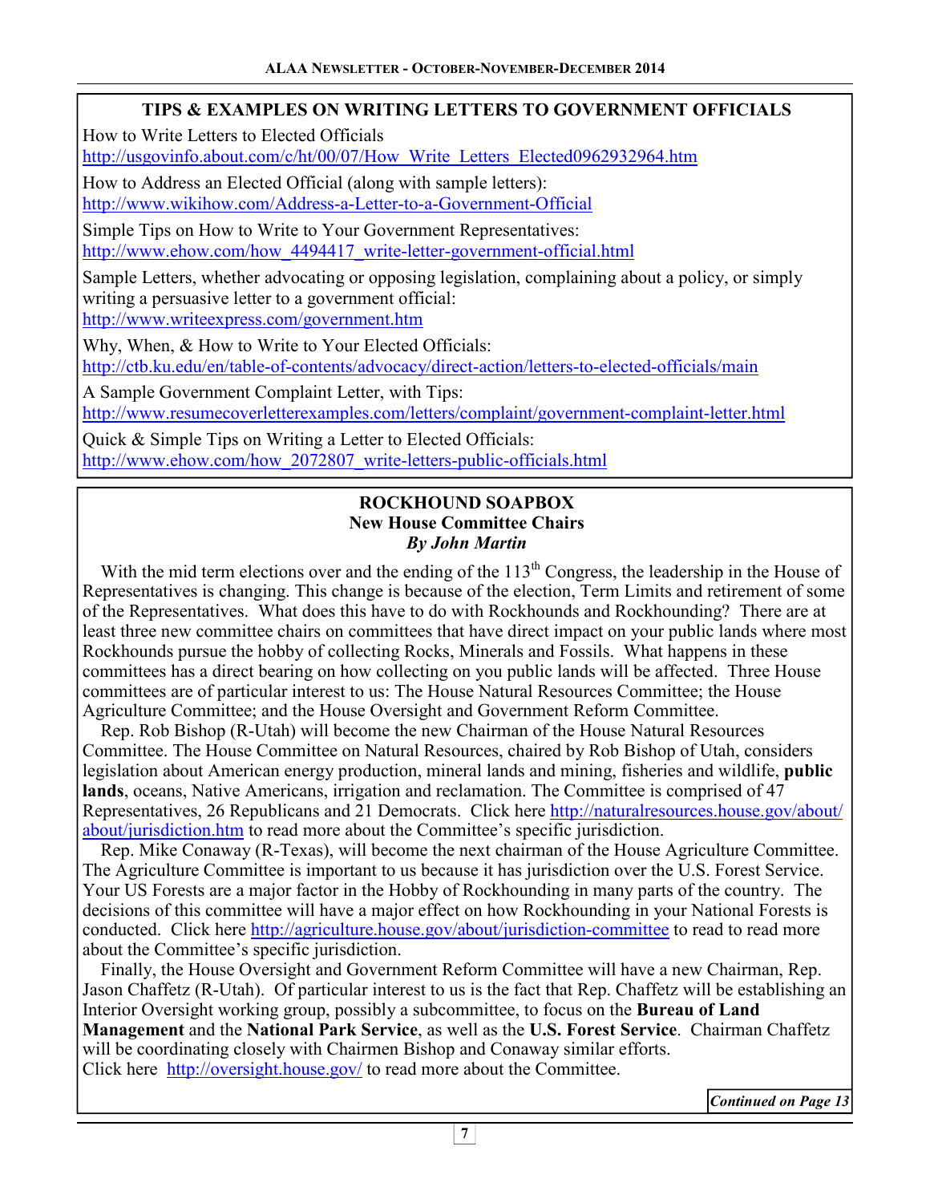## TIPS & EXAMPLES ON WRITING LETTERS TO GOVERNMENT OFFICIALS

How to Write Letters to Elected Officials
http://usgovinfo.about.com/c/ht/00/07/How_Write_Letters_Elected0962932964.htm

How to Address an Elected Official (along with sample letters):
http://www.wikihow.com/Address-a-Letter-to-a-Government-Official

Simple Tips on How to Write to Your Government Representatives:
http://www.ehow.com/how_4494417_write-letter-government-official.html

Sample Letters, whether advocating or opposing legislation, complaining about a policy, or simply writing a persuasive letter to a government official:
http://www.writeexpress.com/government.htm

Why, When, & How to Write to Your Elected Officials:
http://ctb.ku.edu/en/table-of-contents/advocacy/direct-action/letters-to-elected-officials/main

A Sample Government Complaint Letter, with Tips:
http://www.resumecoverletterexamples.com/letters/complaint/government-complaint-letter.html

Quick & Simple Tips on Writing a Letter to Elected Officials:
http://www.ehow.com/how_2072807_write-letters-public-officials.html

## ROCKHOUND SOAPBOX
### New House Committee Chairs
***By John Martin***

With the mid term elections over and the ending of the 113th Congress, the leadership in the House of Representatives is changing. This change is because of the election, Term Limits and retirement of some of the Representatives. What does this have to do with Rockhounds and Rockhounding? There are at least three new committee chairs on committees that have direct impact on your public lands where most Rockhounds pursue the hobby of collecting Rocks, Minerals and Fossils. What happens in these committees has a direct bearing on how collecting on you public lands will be affected. Three House committees are of particular interest to us: The House Natural Resources Committee; the House Agriculture Committee; and the House Oversight and Government Reform Committee.

Rep. Rob Bishop (R-Utah) will become the new Chairman of the House Natural Resources Committee. The House Committee on Natural Resources, chaired by Rob Bishop of Utah, considers legislation about American energy production, mineral lands and mining, fisheries and wildlife, **public lands**, oceans, Native Americans, irrigation and reclamation. The Committee is comprised of 47 Representatives, 26 Republicans and 21 Democrats. Click here http://naturalresources.house.gov/about/about/jurisdiction.htm to read more about the Committee's specific jurisdiction.

Rep. Mike Conaway (R-Texas), will become the next chairman of the House Agriculture Committee. The Agriculture Committee is important to us because it has jurisdiction over the U.S. Forest Service. Your US Forests are a major factor in the Hobby of Rockhounding in many parts of the country. The decisions of this committee will have a major effect on how Rockhounding in your National Forests is conducted. Click here http://agriculture.house.gov/about/jurisdiction-committee to read to read more about the Committee's specific jurisdiction.

Finally, the House Oversight and Government Reform Committee will have a new Chairman, Rep. Jason Chaffetz (R-Utah). Of particular interest to us is the fact that Rep. Chaffetz will be establishing an Interior Oversight working group, possibly a subcommittee, to focus on the **Bureau of Land Management** and the **National Park Service**, as well as the **U.S. Forest Service**. Chairman Chaffetz will be coordinating closely with Chairmen Bishop and Conaway similar efforts.
Click here http://oversight.house.gov/ to read more about the Committee.

***Continued on Page 13***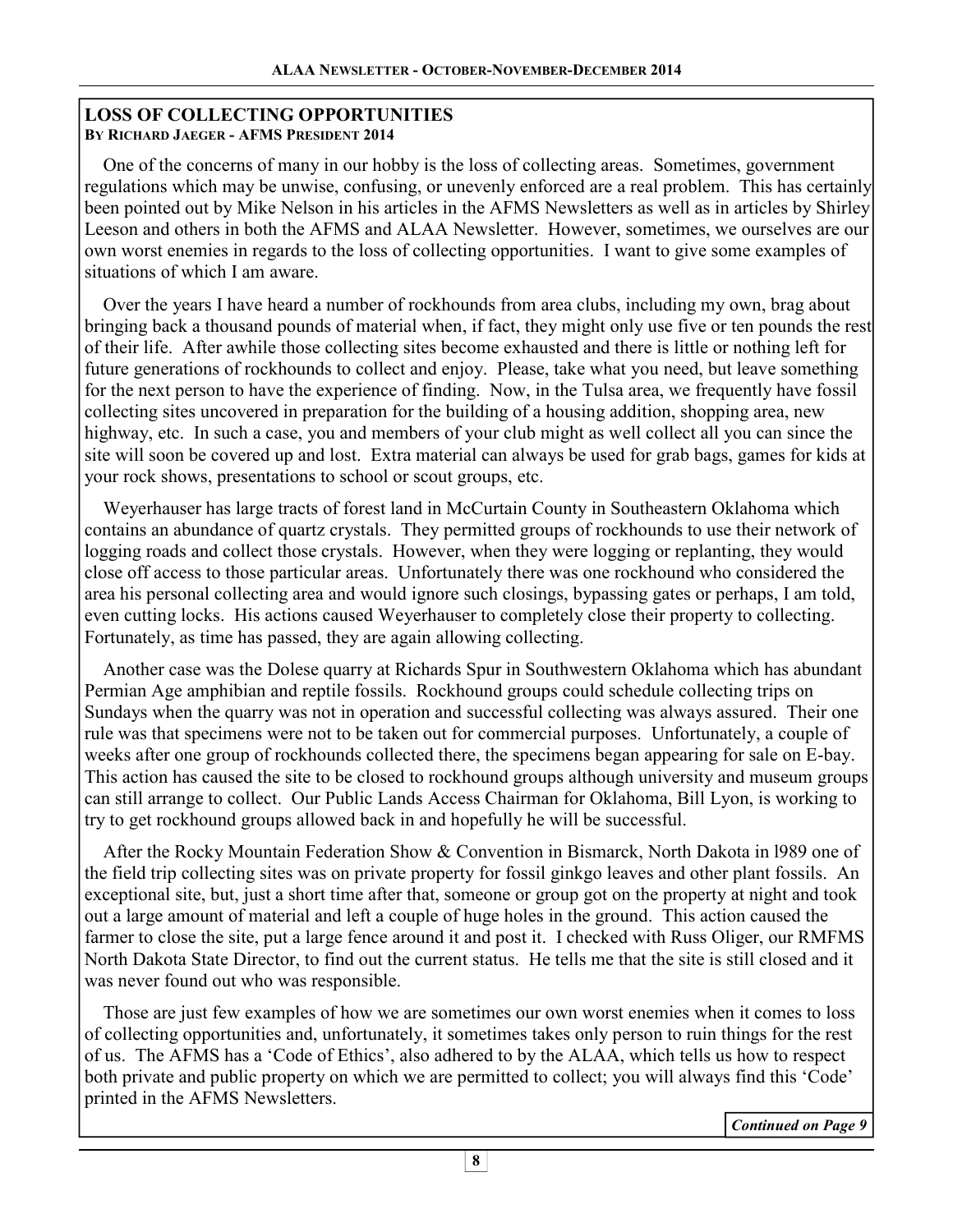## LOSS OF COLLECTING OPPORTUNITIES

**BY RICHARD JAEGER - AFMS PRESIDENT 2014**

One of the concerns of many in our hobby is the loss of collecting areas. Sometimes, government regulations which may be unwise, confusing, or unevenly enforced are a real problem. This has certainly been pointed out by Mike Nelson in his articles in the AFMS Newsletters as well as in articles by Shirley Leeson and others in both the AFMS and ALAA Newsletter. However, sometimes, we ourselves are our own worst enemies in regards to the loss of collecting opportunities. I want to give some examples of situations of which I am aware.

Over the years I have heard a number of rockhounds from area clubs, including my own, brag about bringing back a thousand pounds of material when, if fact, they might only use five or ten pounds the rest of their life. After awhile those collecting sites become exhausted and there is little or nothing left for future generations of rockhounds to collect and enjoy. Please, take what you need, but leave something for the next person to have the experience of finding. Now, in the Tulsa area, we frequently have fossil collecting sites uncovered in preparation for the building of a housing addition, shopping area, new highway, etc. In such a case, you and members of your club might as well collect all you can since the site will soon be covered up and lost. Extra material can always be used for grab bags, games for kids at your rock shows, presentations to school or scout groups, etc.

Weyerhauser has large tracts of forest land in McCurtain County in Southeastern Oklahoma which contains an abundance of quartz crystals. They permitted groups of rockhounds to use their network of logging roads and collect those crystals. However, when they were logging or replanting, they would close off access to those particular areas. Unfortunately there was one rockhound who considered the area his personal collecting area and would ignore such closings, bypassing gates or perhaps, I am told, even cutting locks. His actions caused Weyerhauser to completely close their property to collecting. Fortunately, as time has passed, they are again allowing collecting.

Another case was the Dolese quarry at Richards Spur in Southwestern Oklahoma which has abundant Permian Age amphibian and reptile fossils. Rockhound groups could schedule collecting trips on Sundays when the quarry was not in operation and successful collecting was always assured. Their one rule was that specimens were not to be taken out for commercial purposes. Unfortunately, a couple of weeks after one group of rockhounds collected there, the specimens began appearing for sale on E-bay. This action has caused the site to be closed to rockhound groups although university and museum groups can still arrange to collect. Our Public Lands Access Chairman for Oklahoma, Bill Lyon, is working to try to get rockhound groups allowed back in and hopefully he will be successful.

After the Rocky Mountain Federation Show & Convention in Bismarck, North Dakota in l989 one of the field trip collecting sites was on private property for fossil ginkgo leaves and other plant fossils. An exceptional site, but, just a short time after that, someone or group got on the property at night and took out a large amount of material and left a couple of huge holes in the ground. This action caused the farmer to close the site, put a large fence around it and post it. I checked with Russ Oliger, our RMFMS North Dakota State Director, to find out the current status. He tells me that the site is still closed and it was never found out who was responsible.

Those are just few examples of how we are sometimes our own worst enemies when it comes to loss of collecting opportunities and, unfortunately, it sometimes takes only person to ruin things for the rest of us. The AFMS has a 'Code of Ethics', also adhered to by the ALAA, which tells us how to respect both private and public property on which we are permitted to collect; you will always find this 'Code' printed in the AFMS Newsletters.

***Continued on Page 9***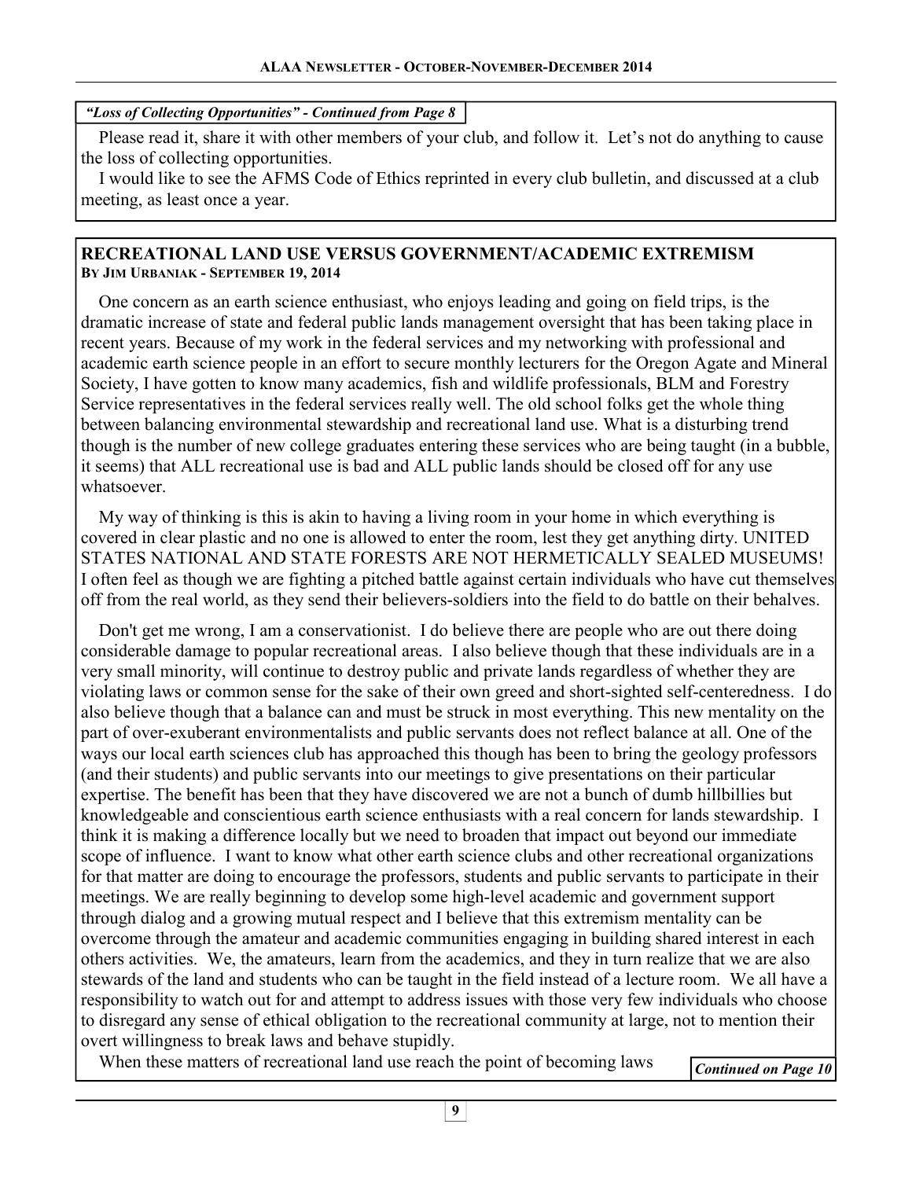*"Loss of Collecting Opportunities" - Continued from Page 8*

Please read it, share it with other members of your club, and follow it. Let's not do anything to cause the loss of collecting opportunities.

I would like to see the AFMS Code of Ethics reprinted in every club bulletin, and discussed at a club meeting, as least once a year.

## RECREATIONAL LAND USE VERSUS GOVERNMENT/ACADEMIC EXTREMISM

**By Jim Urbaniak - September 19, 2014**

One concern as an earth science enthusiast, who enjoys leading and going on field trips, is the dramatic increase of state and federal public lands management oversight that has been taking place in recent years. Because of my work in the federal services and my networking with professional and academic earth science people in an effort to secure monthly lecturers for the Oregon Agate and Mineral Society, I have gotten to know many academics, fish and wildlife professionals, BLM and Forestry Service representatives in the federal services really well. The old school folks get the whole thing between balancing environmental stewardship and recreational land use. What is a disturbing trend though is the number of new college graduates entering these services who are being taught (in a bubble, it seems) that ALL recreational use is bad and ALL public lands should be closed off for any use whatsoever.

My way of thinking is this is akin to having a living room in your home in which everything is covered in clear plastic and no one is allowed to enter the room, lest they get anything dirty. UNITED STATES NATIONAL AND STATE FORESTS ARE NOT HERMETICALLY SEALED MUSEUMS! I often feel as though we are fighting a pitched battle against certain individuals who have cut themselves off from the real world, as they send their believers-soldiers into the field to do battle on their behalves.

Don't get me wrong, I am a conservationist. I do believe there are people who are out there doing considerable damage to popular recreational areas. I also believe though that these individuals are in a very small minority, will continue to destroy public and private lands regardless of whether they are violating laws or common sense for the sake of their own greed and short-sighted self-centeredness. I do also believe though that a balance can and must be struck in most everything. This new mentality on the part of over-exuberant environmentalists and public servants does not reflect balance at all. One of the ways our local earth sciences club has approached this though has been to bring the geology professors (and their students) and public servants into our meetings to give presentations on their particular expertise. The benefit has been that they have discovered we are not a bunch of dumb hillbillies but knowledgeable and conscientious earth science enthusiasts with a real concern for lands stewardship. I think it is making a difference locally but we need to broaden that impact out beyond our immediate scope of influence. I want to know what other earth science clubs and other recreational organizations for that matter are doing to encourage the professors, students and public servants to participate in their meetings. We are really beginning to develop some high-level academic and government support through dialog and a growing mutual respect and I believe that this extremism mentality can be overcome through the amateur and academic communities engaging in building shared interest in each others activities. We, the amateurs, learn from the academics, and they in turn realize that we are also stewards of the land and students who can be taught in the field instead of a lecture room. We all have a responsibility to watch out for and attempt to address issues with those very few individuals who choose to disregard any sense of ethical obligation to the recreational community at large, not to mention their overt willingness to break laws and behave stupidly.

When these matters of recreational land use reach the point of becoming laws

***Continued on Page 10***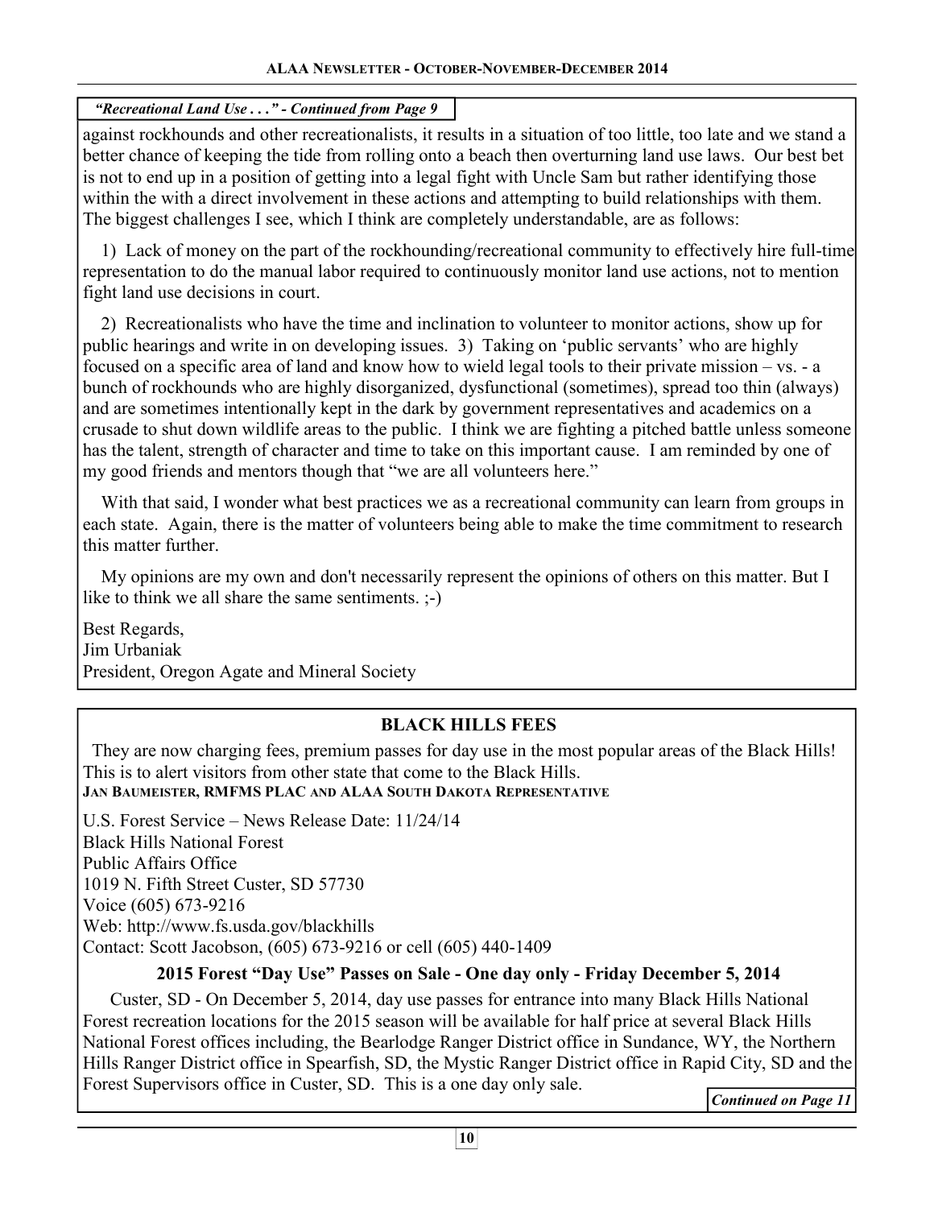*"Recreational Land Use . . ." - Continued from Page 9*

against rockhounds and other recreationalists, it results in a situation of too little, too late and we stand a better chance of keeping the tide from rolling onto a beach then overturning land use laws. Our best bet is not to end up in a position of getting into a legal fight with Uncle Sam but rather identifying those within the with a direct involvement in these actions and attempting to build relationships with them. The biggest challenges I see, which I think are completely understandable, are as follows:

1) Lack of money on the part of the rockhounding/recreational community to effectively hire full-time representation to do the manual labor required to continuously monitor land use actions, not to mention fight land use decisions in court.

2) Recreationalists who have the time and inclination to volunteer to monitor actions, show up for public hearings and write in on developing issues. 3) Taking on 'public servants' who are highly focused on a specific area of land and know how to wield legal tools to their private mission – vs. - a bunch of rockhounds who are highly disorganized, dysfunctional (sometimes), spread too thin (always) and are sometimes intentionally kept in the dark by government representatives and academics on a crusade to shut down wildlife areas to the public. I think we are fighting a pitched battle unless someone has the talent, strength of character and time to take on this important cause. I am reminded by one of my good friends and mentors though that "we are all volunteers here."

With that said, I wonder what best practices we as a recreational community can learn from groups in each state. Again, there is the matter of volunteers being able to make the time commitment to research this matter further.

My opinions are my own and don't necessarily represent the opinions of others on this matter. But I like to think we all share the same sentiments. ;-)

Best Regards,
Jim Urbaniak
President, Oregon Agate and Mineral Society

## BLACK HILLS FEES

They are now charging fees, premium passes for day use in the most popular areas of the Black Hills! This is to alert visitors from other state that come to the Black Hills.
**JAN BAUMEISTER, RMFMS PLAC AND ALAA SOUTH DAKOTA REPRESENTATIVE**

U.S. Forest Service – News Release Date: 11/24/14
Black Hills National Forest
Public Affairs Office
1019 N. Fifth Street Custer, SD 57730
Voice (605) 673-9216
Web: http://www.fs.usda.gov/blackhills
Contact: Scott Jacobson, (605) 673-9216 or cell (605) 440-1409

### 2015 Forest "Day Use" Passes on Sale - One day only - Friday December 5, 2014

Custer, SD - On December 5, 2014, day use passes for entrance into many Black Hills National Forest recreation locations for the 2015 season will be available for half price at several Black Hills National Forest offices including, the Bearlodge Ranger District office in Sundance, WY, the Northern Hills Ranger District office in Spearfish, SD, the Mystic Ranger District office in Rapid City, SD and the Forest Supervisors office in Custer, SD. This is a one day only sale.

*Continued on Page 11*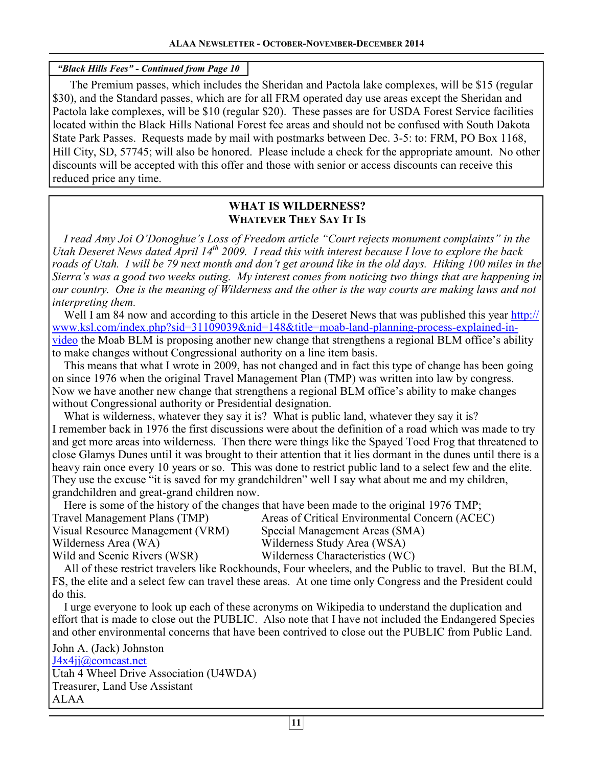*"Black Hills Fees" - Continued from Page 10*

The Premium passes, which includes the Sheridan and Pactola lake complexes, will be $15 (regular $30), and the Standard passes, which are for all FRM operated day use areas except the Sheridan and Pactola lake complexes, will be $10 (regular $20). These passes are for USDA Forest Service facilities located within the Black Hills National Forest fee areas and should not be confused with South Dakota State Park Passes. Requests made by mail with postmarks between Dec. 3-5: to: FRM, PO Box 1168, Hill City, SD, 57745; will also be honored. Please include a check for the appropriate amount. No other discounts will be accepted with this offer and those with senior or access discounts can receive this reduced price any time.

## WHAT IS WILDERNESS?
### Whatever They Say It Is

*I read Amy Joi O'Donoghue's Loss of Freedom article "Court rejects monument complaints" in the Utah Deseret News dated April 14th 2009. I read this with interest because I love to explore the back roads of Utah. I will be 79 next month and don't get around like in the old days. Hiking 100 miles in the Sierra's was a good two weeks outing. My interest comes from noticing two things that are happening in our country. One is the meaning of Wilderness and the other is the way courts are making laws and not interpreting them.*

Well I am 84 now and according to this article in the Deseret News that was published this year http://www.ksl.com/index.php?sid=31109039&nid=148&title=moab-land-planning-process-explained-in-video the Moab BLM is proposing another new change that strengthens a regional BLM office's ability to make changes without Congressional authority on a line item basis.

This means that what I wrote in 2009, has not changed and in fact this type of change has been going on since 1976 when the original Travel Management Plan (TMP) was written into law by congress. Now we have another new change that strengthens a regional BLM office's ability to make changes without Congressional authority or Presidential designation.

What is wilderness, whatever they say it is? What is public land, whatever they say it is?
I remember back in 1976 the first discussions were about the definition of a road which was made to try and get more areas into wilderness. Then there were things like the Spayed Toed Frog that threatened to close Glamys Dunes until it was brought to their attention that it lies dormant in the dunes until there is a heavy rain once every 10 years or so. This was done to restrict public land to a select few and the elite. They use the excuse "it is saved for my grandchildren" well I say what about me and my children, grandchildren and great-grand children now.

Here is some of the history of the changes that have been made to the original 1976 TMP;

Travel Management Plans (TMP)
Visual Resource Management (VRM)
Wilderness Area (WA)
Wild and Scenic Rivers (WSR)
Areas of Critical Environmental Concern (ACEC)
Special Management Areas (SMA)
Wilderness Study Area (WSA)
Wilderness Characteristics (WC)

All of these restrict travelers like Rockhounds, Four wheelers, and the Public to travel. But the BLM, FS, the elite and a select few can travel these areas. At one time only Congress and the President could do this.

I urge everyone to look up each of these acronyms on Wikipedia to understand the duplication and effort that is made to close out the PUBLIC. Also note that I have not included the Endangered Species and other environmental concerns that have been contrived to close out the PUBLIC from Public Land.

John A. (Jack) Johnston
J4x4jj@comcast.net
Utah 4 Wheel Drive Association (U4WDA)
Treasurer, Land Use Assistant
ALAA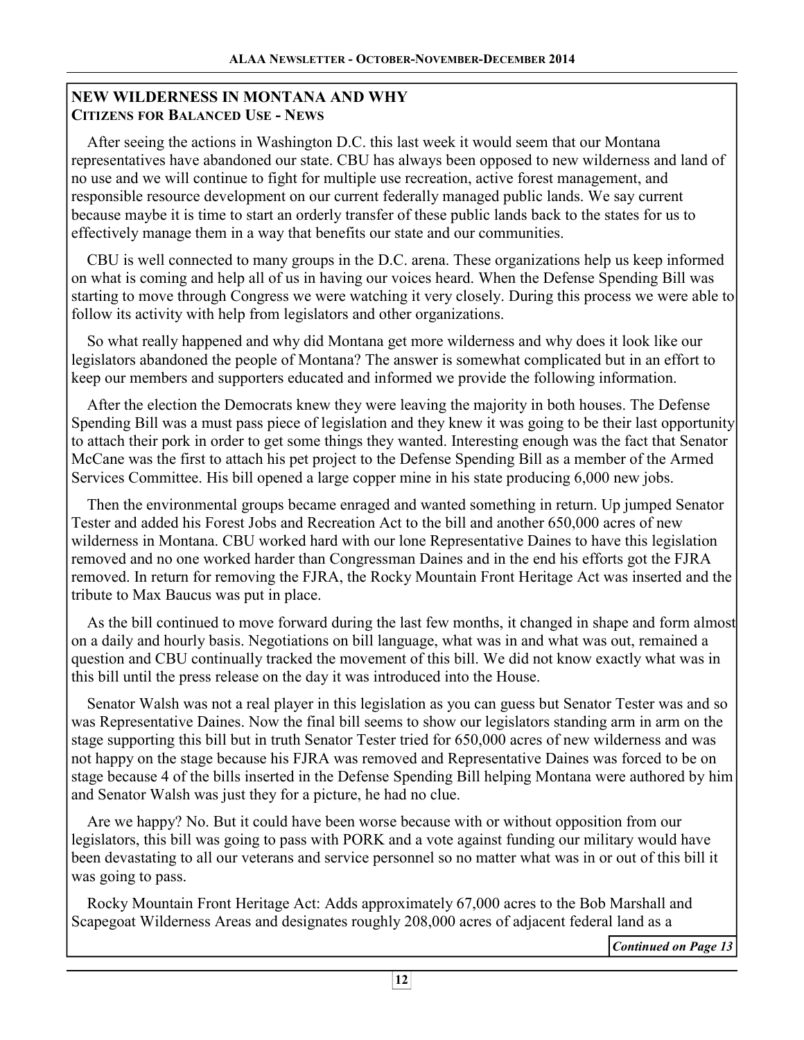## NEW WILDERNESS IN MONTANA AND WHY

### CITIZENS FOR BALANCED USE - NEWS

After seeing the actions in Washington D.C. this last week it would seem that our Montana representatives have abandoned our state. CBU has always been opposed to new wilderness and land of no use and we will continue to fight for multiple use recreation, active forest management, and responsible resource development on our current federally managed public lands. We say current because maybe it is time to start an orderly transfer of these public lands back to the states for us to effectively manage them in a way that benefits our state and our communities.

CBU is well connected to many groups in the D.C. arena. These organizations help us keep informed on what is coming and help all of us in having our voices heard. When the Defense Spending Bill was starting to move through Congress we were watching it very closely. During this process we were able to follow its activity with help from legislators and other organizations.

So what really happened and why did Montana get more wilderness and why does it look like our legislators abandoned the people of Montana? The answer is somewhat complicated but in an effort to keep our members and supporters educated and informed we provide the following information.

After the election the Democrats knew they were leaving the majority in both houses. The Defense Spending Bill was a must pass piece of legislation and they knew it was going to be their last opportunity to attach their pork in order to get some things they wanted. Interesting enough was the fact that Senator McCane was the first to attach his pet project to the Defense Spending Bill as a member of the Armed Services Committee. His bill opened a large copper mine in his state producing 6,000 new jobs.

Then the environmental groups became enraged and wanted something in return. Up jumped Senator Tester and added his Forest Jobs and Recreation Act to the bill and another 650,000 acres of new wilderness in Montana. CBU worked hard with our lone Representative Daines to have this legislation removed and no one worked harder than Congressman Daines and in the end his efforts got the FJRA removed. In return for removing the FJRA, the Rocky Mountain Front Heritage Act was inserted and the tribute to Max Baucus was put in place.

As the bill continued to move forward during the last few months, it changed in shape and form almost on a daily and hourly basis. Negotiations on bill language, what was in and what was out, remained a question and CBU continually tracked the movement of this bill. We did not know exactly what was in this bill until the press release on the day it was introduced into the House.

Senator Walsh was not a real player in this legislation as you can guess but Senator Tester was and so was Representative Daines. Now the final bill seems to show our legislators standing arm in arm on the stage supporting this bill but in truth Senator Tester tried for 650,000 acres of new wilderness and was not happy on the stage because his FJRA was removed and Representative Daines was forced to be on stage because 4 of the bills inserted in the Defense Spending Bill helping Montana were authored by him and Senator Walsh was just they for a picture, he had no clue.

Are we happy? No. But it could have been worse because with or without opposition from our legislators, this bill was going to pass with PORK and a vote against funding our military would have been devastating to all our veterans and service personnel so no matter what was in or out of this bill it was going to pass.

Rocky Mountain Front Heritage Act: Adds approximately 67,000 acres to the Bob Marshall and Scapegoat Wilderness Areas and designates roughly 208,000 acres of adjacent federal land as a

*Continued on Page 13*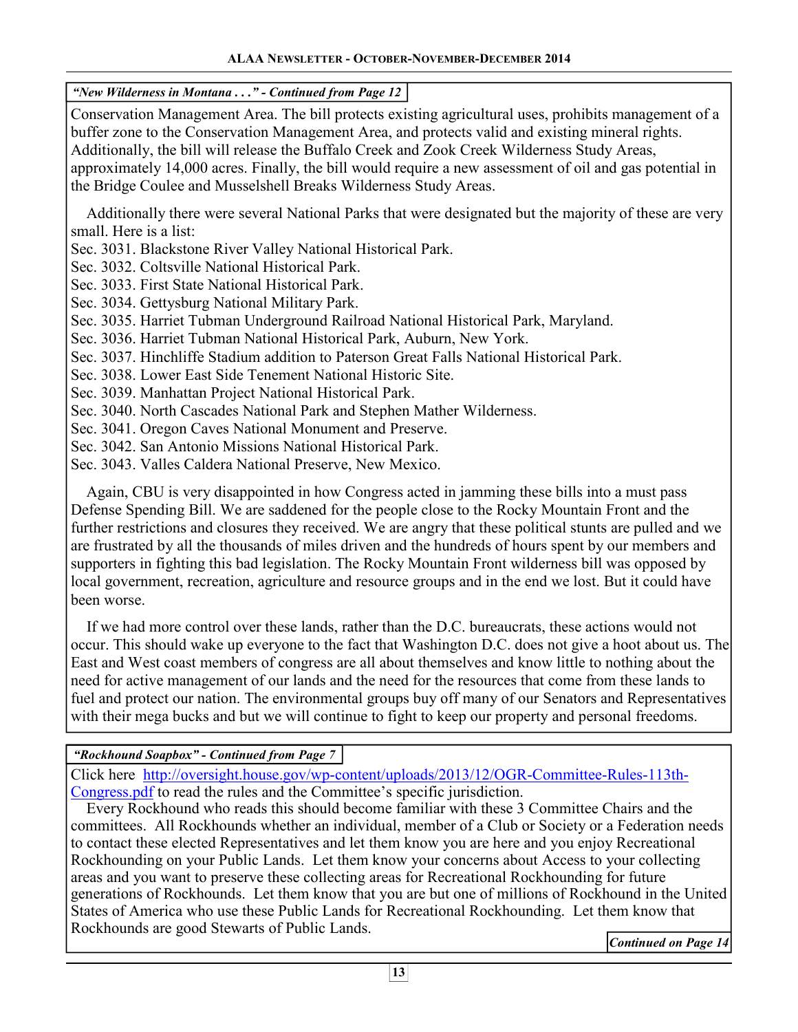*“New Wilderness in Montana . . .” - Continued from Page 12*

Conservation Management Area. The bill protects existing agricultural uses, prohibits management of a buffer zone to the Conservation Management Area, and protects valid and existing mineral rights. Additionally, the bill will release the Buffalo Creek and Zook Creek Wilderness Study Areas, approximately 14,000 acres. Finally, the bill would require a new assessment of oil and gas potential in the Bridge Coulee and Musselshell Breaks Wilderness Study Areas.

Additionally there were several National Parks that were designated but the majority of these are very small. Here is a list:

Sec. 3031. Blackstone River Valley National Historical Park.
Sec. 3032. Coltsville National Historical Park.
Sec. 3033. First State National Historical Park.
Sec. 3034. Gettysburg National Military Park.
Sec. 3035. Harriet Tubman Underground Railroad National Historical Park, Maryland.
Sec. 3036. Harriet Tubman National Historical Park, Auburn, New York.
Sec. 3037. Hinchliffe Stadium addition to Paterson Great Falls National Historical Park.
Sec. 3038. Lower East Side Tenement National Historic Site.
Sec. 3039. Manhattan Project National Historical Park.
Sec. 3040. North Cascades National Park and Stephen Mather Wilderness.
Sec. 3041. Oregon Caves National Monument and Preserve.
Sec. 3042. San Antonio Missions National Historical Park.
Sec. 3043. Valles Caldera National Preserve, New Mexico.

Again, CBU is very disappointed in how Congress acted in jamming these bills into a must pass Defense Spending Bill. We are saddened for the people close to the Rocky Mountain Front and the further restrictions and closures they received. We are angry that these political stunts are pulled and we are frustrated by all the thousands of miles driven and the hundreds of hours spent by our members and supporters in fighting this bad legislation. The Rocky Mountain Front wilderness bill was opposed by local government, recreation, agriculture and resource groups and in the end we lost. But it could have been worse.

If we had more control over these lands, rather than the D.C. bureaucrats, these actions would not occur. This should wake up everyone to the fact that Washington D.C. does not give a hoot about us. The East and West coast members of congress are all about themselves and know little to nothing about the need for active management of our lands and the need for the resources that come from these lands to fuel and protect our nation. The environmental groups buy off many of our Senators and Representatives with their mega bucks and but we will continue to fight to keep our property and personal freedoms.

*“Rockhound Soapbox” - Continued from Page 7*

Click here [http://oversight.house.gov/wp-content/uploads/2013/12/OGR-Committee-Rules-113th-Congress.pdf](http://oversight.house.gov/wp-content/uploads/2013/12/OGR-Committee-Rules-113th-Congress.pdf) to read the rules and the Committee’s specific jurisdiction.

Every Rockhound who reads this should become familiar with these 3 Committee Chairs and the committees. All Rockhounds whether an individual, member of a Club or Society or a Federation needs to contact these elected Representatives and let them know you are here and you enjoy Recreational Rockhounding on your Public Lands. Let them know your concerns about Access to your collecting areas and you want to preserve these collecting areas for Recreational Rockhounding for future generations of Rockhounds. Let them know that you are but one of millions of Rockhound in the United States of America who use these Public Lands for Recreational Rockhounding. Let them know that Rockhounds are good Stewarts of Public Lands.

*Continued on Page 14*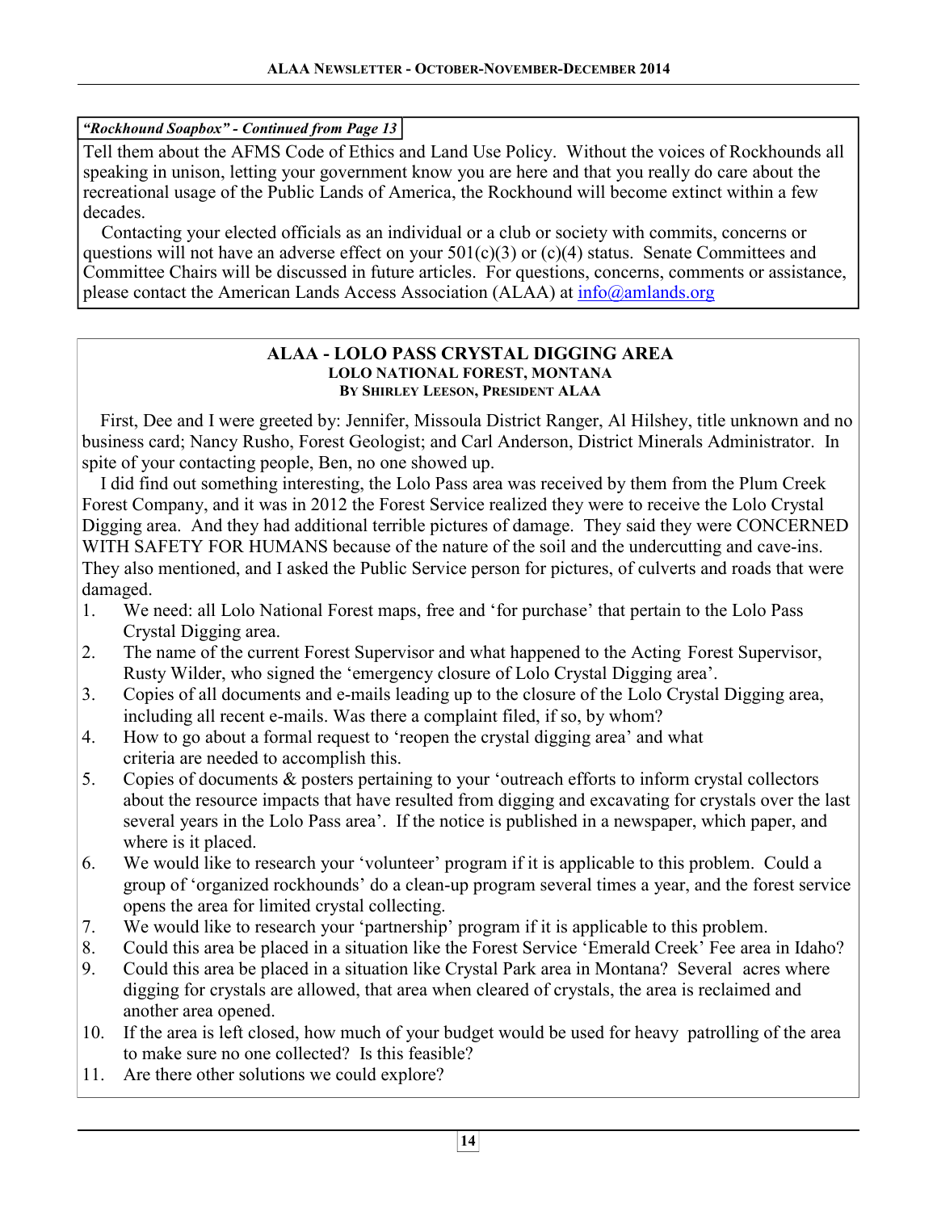*"Rockhound Soapbox" - Continued from Page 13*

Tell them about the AFMS Code of Ethics and Land Use Policy. Without the voices of Rockhounds all speaking in unison, letting your government know you are here and that you really do care about the recreational usage of the Public Lands of America, the Rockhound will become extinct within a few decades.

Contacting your elected officials as an individual or a club or society with commits, concerns or questions will not have an adverse effect on your 501(c)(3) or (c)(4) status. Senate Committees and Committee Chairs will be discussed in future articles. For questions, concerns, comments or assistance, please contact the American Lands Access Association (ALAA) at info@amlands.org

## ALAA - LOLO PASS CRYSTAL DIGGING AREA

### LOLO NATIONAL FOREST, MONTANA

**By Shirley Leeson, President ALAA**

First, Dee and I were greeted by: Jennifer, Missoula District Ranger, Al Hilshey, title unknown and no business card; Nancy Rusho, Forest Geologist; and Carl Anderson, District Minerals Administrator. In spite of your contacting people, Ben, no one showed up.

I did find out something interesting, the Lolo Pass area was received by them from the Plum Creek Forest Company, and it was in 2012 the Forest Service realized they were to receive the Lolo Crystal Digging area. And they had additional terrible pictures of damage. They said they were CONCERNED WITH SAFETY FOR HUMANS because of the nature of the soil and the undercutting and cave-ins. They also mentioned, and I asked the Public Service person for pictures, of culverts and roads that were damaged.

1. We need: all Lolo National Forest maps, free and 'for purchase' that pertain to the Lolo Pass Crystal Digging area.
2. The name of the current Forest Supervisor and what happened to the Acting Forest Supervisor, Rusty Wilder, who signed the 'emergency closure of Lolo Crystal Digging area'.
3. Copies of all documents and e-mails leading up to the closure of the Lolo Crystal Digging area, including all recent e-mails. Was there a complaint filed, if so, by whom?
4. How to go about a formal request to 'reopen the crystal digging area' and what criteria are needed to accomplish this.
5. Copies of documents & posters pertaining to your 'outreach efforts to inform crystal collectors about the resource impacts that have resulted from digging and excavating for crystals over the last several years in the Lolo Pass area'. If the notice is published in a newspaper, which paper, and where is it placed.
6. We would like to research your 'volunteer' program if it is applicable to this problem. Could a group of 'organized rockhounds' do a clean-up program several times a year, and the forest service opens the area for limited crystal collecting.
7. We would like to research your 'partnership' program if it is applicable to this problem.
8. Could this area be placed in a situation like the Forest Service 'Emerald Creek' Fee area in Idaho?
9. Could this area be placed in a situation like Crystal Park area in Montana? Several acres where digging for crystals are allowed, that area when cleared of crystals, the area is reclaimed and another area opened.
10. If the area is left closed, how much of your budget would be used for heavy patrolling of the area to make sure no one collected? Is this feasible?
11. Are there other solutions we could explore?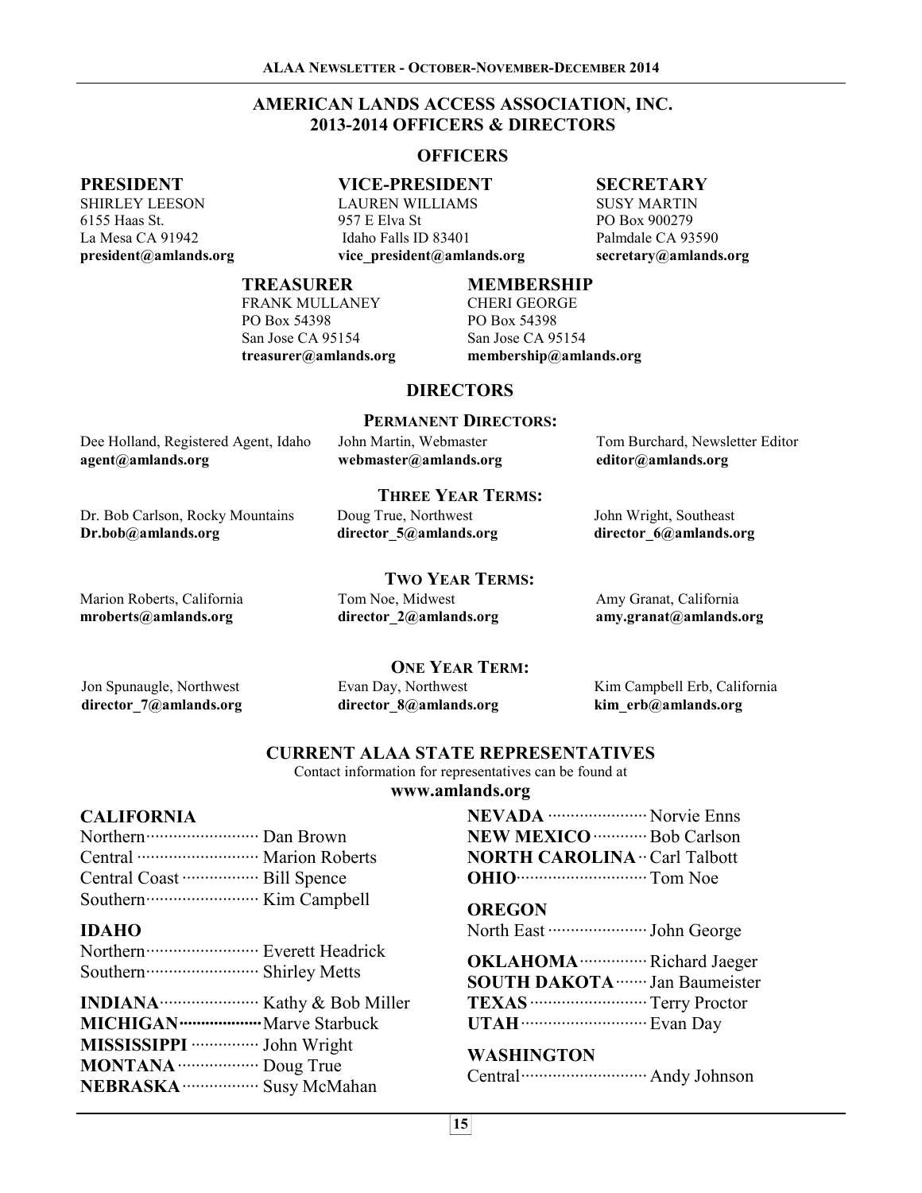# AMERICAN LANDS ACCESS ASSOCIATION, INC.
# 2013-2014 OFFICERS & DIRECTORS

## OFFICERS

### PRESIDENT
SHIRLEY LEESON
6155 Haas St.
La Mesa CA 91942
**president@amlands.org**

### VICE-PRESIDENT
LAUREN WILLIAMS
957 E Elva St
Idaho Falls ID 83401
**vice_president@amlands.org**

### SECRETARY
SUSY MARTIN
PO Box 900279
Palmdale CA 93590
**secretary@amlands.org**

### TREASURER
FRANK MULLANEY
PO Box 54398
San Jose CA 95154
**treasurer@amlands.org**

### MEMBERSHIP
CHERI GEORGE
PO Box 54398
San Jose CA 95154
**membership@amlands.org**

## DIRECTORS

### PERMANENT DIRECTORS:

Dee Holland, Registered Agent, Idaho
**agent@amlands.org**

John Martin, Webmaster
**webmaster@amlands.org**

Tom Burchard, Newsletter Editor
**editor@amlands.org**

### THREE YEAR TERMS:

Dr. Bob Carlson, Rocky Mountains
**Dr.bob@amlands.org**

Doug True, Northwest
**director_5@amlands.org**

John Wright, Southeast
**director_6@amlands.org**

### TWO YEAR TERMS:

Marion Roberts, California
**mroberts@amlands.org**

Tom Noe, Midwest
**director_2@amlands.org**

Amy Granat, California
**amy.granat@amlands.org**

### ONE YEAR TERM:

Jon Spunaugle, Northwest
**director_7@amlands.org**

Evan Day, Northwest
**director_8@amlands.org**

Kim Campbell Erb, California
**kim_erb@amlands.org**

## CURRENT ALAA STATE REPRESENTATIVES

Contact information for representatives can be found at
**www.amlands.org**

### CALIFORNIA
Northern ······ Dan Brown
Central ······ Marion Roberts
Central Coast ······ Bill Spence
Southern ······ Kim Campbell

### IDAHO
Northern ······ Everett Headrick
Southern ······ Shirley Metts

**INDIANA** ······ Kathy & Bob Miller
**MICHIGAN** ······ Marve Starbuck
**MISSISSIPPI** ······ John Wright
**MONTANA** ······ Doug True
**NEBRASKA** ······ Susy McMahan

**NEVADA** ······ Norvie Enns
**NEW MEXICO** ······ Bob Carlson
**NORTH CAROLINA** ·· Carl Talbott
**OHIO** ······ Tom Noe

### OREGON
North East ······ John George

**OKLAHOMA** ······ Richard Jaeger
**SOUTH DAKOTA** ······ Jan Baumeister
**TEXAS** ······ Terry Proctor
**UTAH** ······ Evan Day

### WASHINGTON
Central ······ Andy Johnson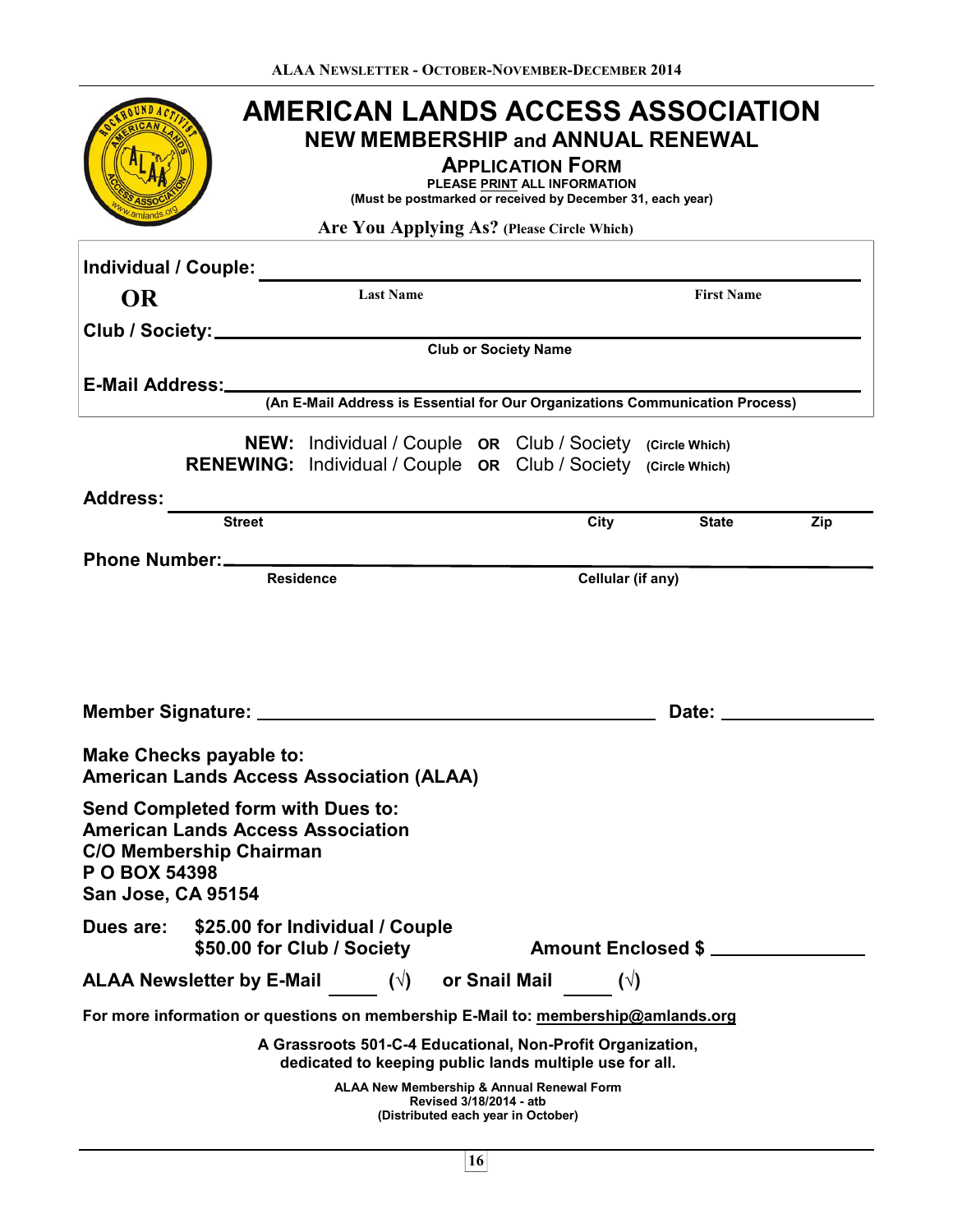# AMERICAN LANDS ACCESS ASSOCIATION

## NEW MEMBERSHIP and ANNUAL RENEWAL

### APPLICATION FORM

**PLEASE PRINT ALL INFORMATION**

**(Must be postmarked or received by December 31, each year)**

**Are You Applying As? (Please Circle Which)**

**Individual / Couple:** ______________________________________________

Last Name                                        First Name

**OR**

**Club / Society:** ______________________________________________

Club or Society Name

**E-Mail Address:** ______________________________________________

(An E-Mail Address is Essential for Our Organizations Communication Process)

**NEW:** Individual / Couple **OR** Club / Society **(Circle Which)**

**RENEWING:** Individual / Couple **OR** Club / Society **(Circle Which)**

**Address:** ______________________________________________

Street                                        City        State        Zip

**Phone Number:** ______________________________________________

Residence                                        Cellular (if any)

**Member Signature:** ______________________________ **Date:** ______________

**Make Checks payable to:**
**American Lands Access Association (ALAA)**

**Send Completed form with Dues to:**
**American Lands Access Association**
**C/O Membership Chairman**
**P O BOX 54398**
**San Jose, CA 95154**

**Dues are:** **$25.00 for Individual / Couple**
**$50.00 for Club / Society**

**Amount Enclosed $** ______________

**ALAA Newsletter by E-Mail** _____ (√) **or Snail Mail** _____ (√)

**For more information or questions on membership E-Mail to: membership@amlands.org**

**A Grassroots 501-C-4 Educational, Non-Profit Organization, dedicated to keeping public lands multiple use for all.**

ALAA New Membership & Annual Renewal Form
Revised 3/18/2014 - atb
(Distributed each year in October)